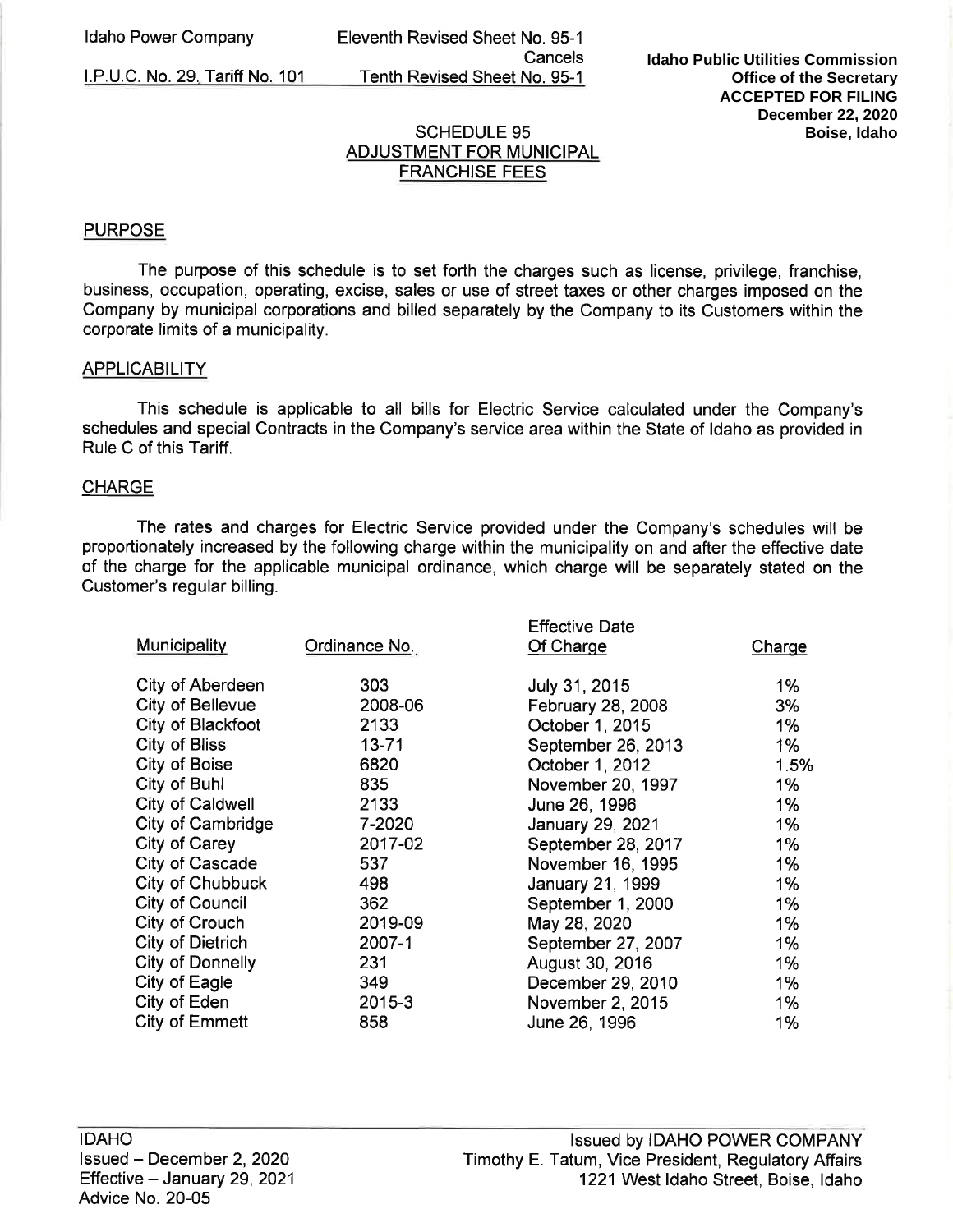Idaho Power Company

I.P.U.C. No. 29, Tariff No. 101

Eleventh Revised Sheet No. 95-1
Cancels
Tenth Revised Sheet No. 95-1

**Idaho Public Utilities Commission**
**Office of the Secretary**
**ACCEPTED FOR FILING**
**December 22, 2020**
**Boise, Idaho**

# SCHEDULE 95
# ADJUSTMENT FOR MUNICIPAL FRANCHISE FEES

## PURPOSE

The purpose of this schedule is to set forth the charges such as license, privilege, franchise, business, occupation, operating, excise, sales or use of street taxes or other charges imposed on the Company by municipal corporations and billed separately by the Company to its Customers within the corporate limits of a municipality.

## APPLICABILITY

This schedule is applicable to all bills for Electric Service calculated under the Company's schedules and special Contracts in the Company's service area within the State of Idaho as provided in Rule C of this Tariff.

## CHARGE

The rates and charges for Electric Service provided under the Company's schedules will be proportionately increased by the following charge within the municipality on and after the effective date of the charge for the applicable municipal ordinance, which charge will be separately stated on the Customer's regular billing.

| Municipality | Ordinance No. | Effective Date Of Charge | Charge |
|---|---|---|---|
| City of Aberdeen | 303 | July 31, 2015 | 1% |
| City of Bellevue | 2008-06 | February 28, 2008 | 3% |
| City of Blackfoot | 2133 | October 1, 2015 | 1% |
| City of Bliss | 13-71 | September 26, 2013 | 1% |
| City of Boise | 6820 | October 1, 2012 | 1.5% |
| City of Buhl | 835 | November 20, 1997 | 1% |
| City of Caldwell | 2133 | June 26, 1996 | 1% |
| City of Cambridge | 7-2020 | January 29, 2021 | 1% |
| City of Carey | 2017-02 | September 28, 2017 | 1% |
| City of Cascade | 537 | November 16, 1995 | 1% |
| City of Chubbuck | 498 | January 21, 1999 | 1% |
| City of Council | 362 | September 1, 2000 | 1% |
| City of Crouch | 2019-09 | May 28, 2020 | 1% |
| City of Dietrich | 2007-1 | September 27, 2007 | 1% |
| City of Donnelly | 231 | August 30, 2016 | 1% |
| City of Eagle | 349 | December 29, 2010 | 1% |
| City of Eden | 2015-3 | November 2, 2015 | 1% |
| City of Emmett | 858 | June 26, 1996 | 1% |

IDAHO
Issued – December 2, 2020
Effective – January 29, 2021
Advice No. 20-05

Issued by IDAHO POWER COMPANY
Timothy E. Tatum, Vice President, Regulatory Affairs
1221 West Idaho Street, Boise, Idaho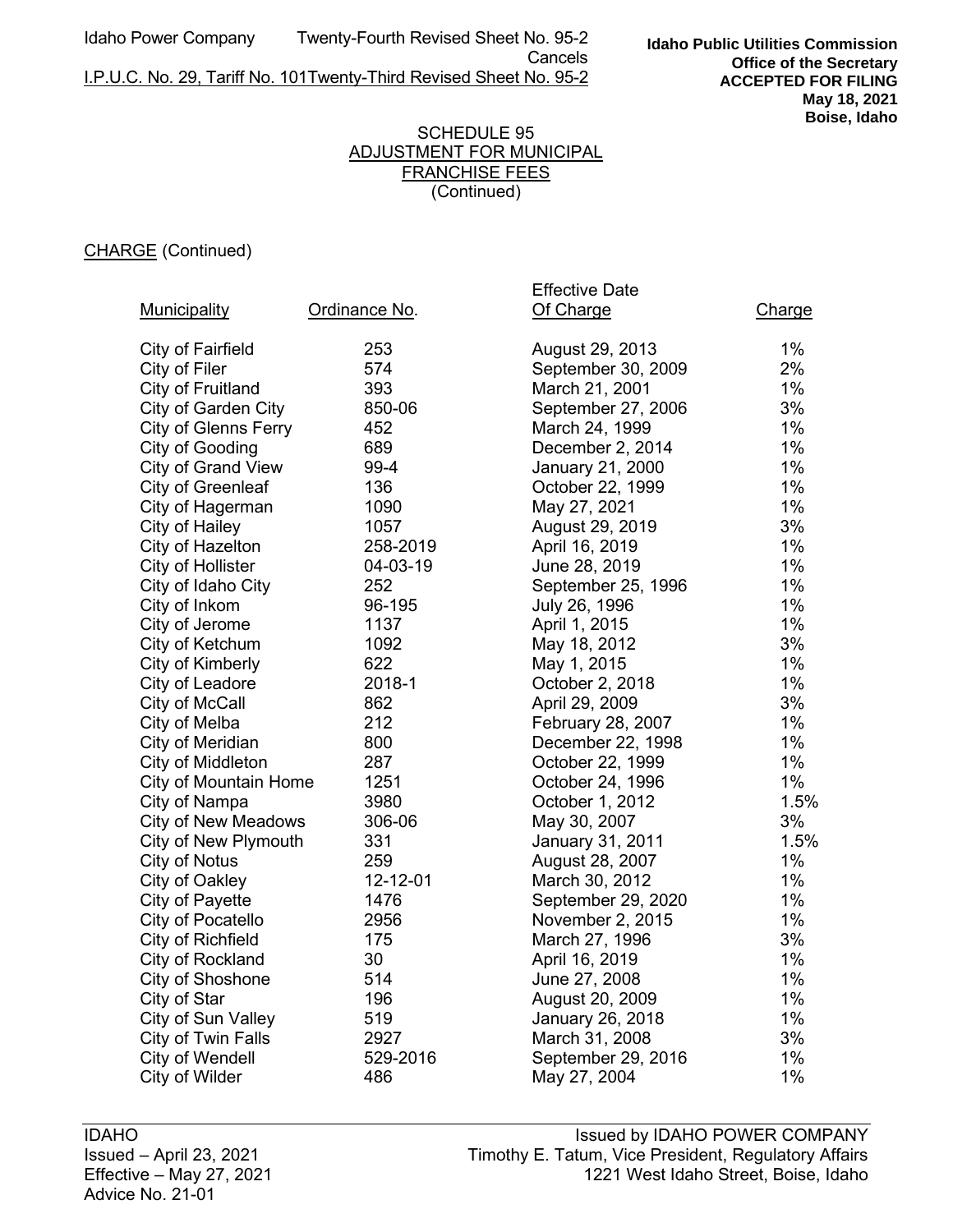Idaho Power Company Twenty-Fourth Revised Sheet No. 95-2
Cancels
I.P.U.C. No. 29, Tariff No. 101 Twenty-Third Revised Sheet No. 95-2

**Idaho Public Utilities Commission**
**Office of the Secretary**
**ACCEPTED FOR FILING**
**May 18, 2021**
**Boise, Idaho**

## SCHEDULE 95
## ADJUSTMENT FOR MUNICIPAL FRANCHISE FEES
(Continued)

CHARGE (Continued)

| Municipality | Ordinance No. | Effective Date Of Charge | Charge |
|---|---|---|---|
| City of Fairfield | 253 | August 29, 2013 | 1% |
| City of Filer | 574 | September 30, 2009 | 2% |
| City of Fruitland | 393 | March 21, 2001 | 1% |
| City of Garden City | 850-06 | September 27, 2006 | 3% |
| City of Glenns Ferry | 452 | March 24, 1999 | 1% |
| City of Gooding | 689 | December 2, 2014 | 1% |
| City of Grand View | 99-4 | January 21, 2000 | 1% |
| City of Greenleaf | 136 | October 22, 1999 | 1% |
| City of Hagerman | 1090 | May 27, 2021 | 1% |
| City of Hailey | 1057 | August 29, 2019 | 3% |
| City of Hazelton | 258-2019 | April 16, 2019 | 1% |
| City of Hollister | 04-03-19 | June 28, 2019 | 1% |
| City of Idaho City | 252 | September 25, 1996 | 1% |
| City of Inkom | 96-195 | July 26, 1996 | 1% |
| City of Jerome | 1137 | April 1, 2015 | 1% |
| City of Ketchum | 1092 | May 18, 2012 | 3% |
| City of Kimberly | 622 | May 1, 2015 | 1% |
| City of Leadore | 2018-1 | October 2, 2018 | 1% |
| City of McCall | 862 | April 29, 2009 | 3% |
| City of Melba | 212 | February 28, 2007 | 1% |
| City of Meridian | 800 | December 22, 1998 | 1% |
| City of Middleton | 287 | October 22, 1999 | 1% |
| City of Mountain Home | 1251 | October 24, 1996 | 1% |
| City of Nampa | 3980 | October 1, 2012 | 1.5% |
| City of New Meadows | 306-06 | May 30, 2007 | 3% |
| City of New Plymouth | 331 | January 31, 2011 | 1.5% |
| City of Notus | 259 | August 28, 2007 | 1% |
| City of Oakley | 12-12-01 | March 30, 2012 | 1% |
| City of Payette | 1476 | September 29, 2020 | 1% |
| City of Pocatello | 2956 | November 2, 2015 | 1% |
| City of Richfield | 175 | March 27, 1996 | 3% |
| City of Rockland | 30 | April 16, 2019 | 1% |
| City of Shoshone | 514 | June 27, 2008 | 1% |
| City of Star | 196 | August 20, 2009 | 1% |
| City of Sun Valley | 519 | January 26, 2018 | 1% |
| City of Twin Falls | 2927 | March 31, 2008 | 3% |
| City of Wendell | 529-2016 | September 29, 2016 | 1% |
| City of Wilder | 486 | May 27, 2004 | 1% |

IDAHO
Issued – April 23, 2021
Effective – May 27, 2021
Advice No. 21-01

Issued by IDAHO POWER COMPANY
Timothy E. Tatum, Vice President, Regulatory Affairs
1221 West Idaho Street, Boise, Idaho